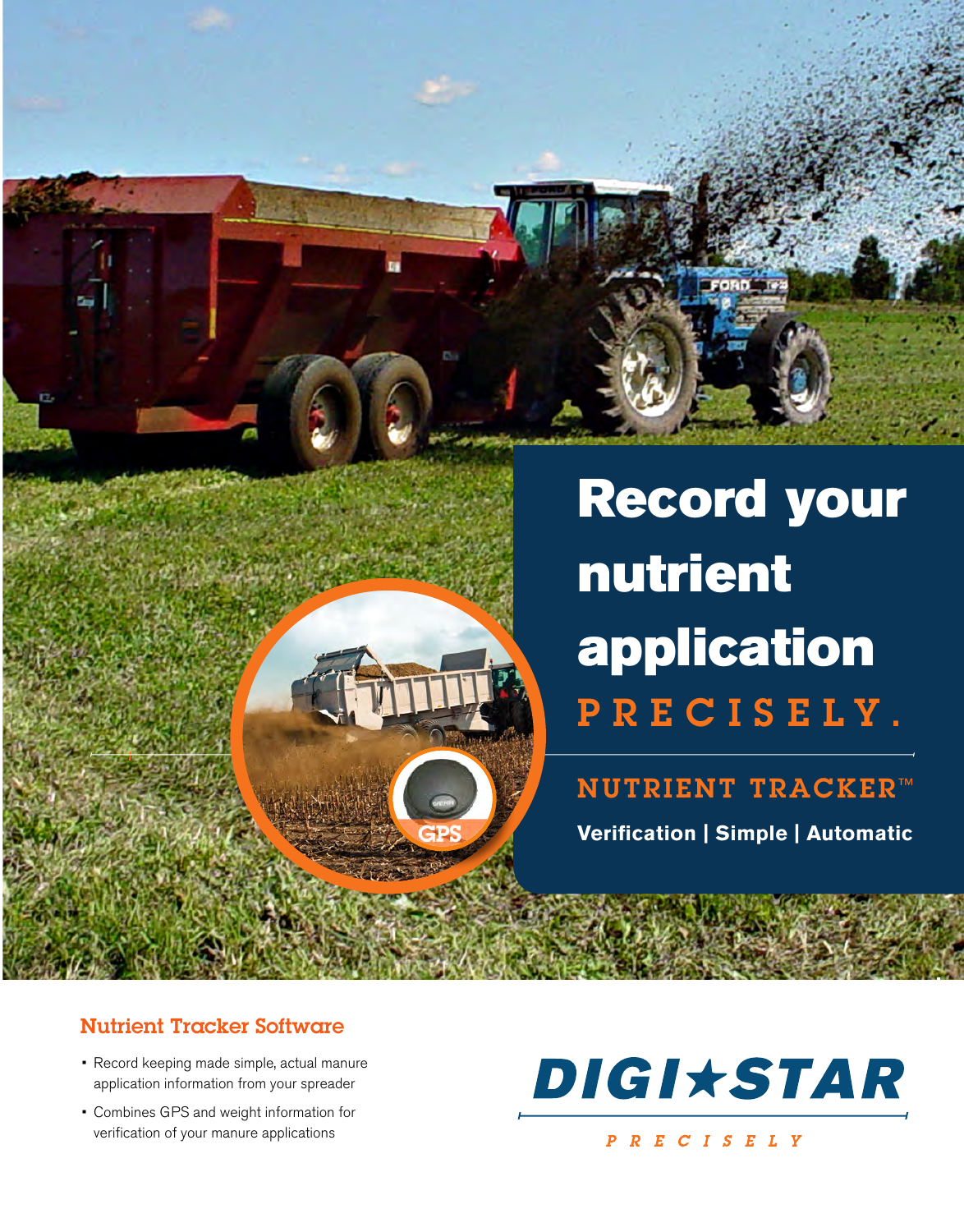# Record your nutrient application PRECISELY.

## NUTRIENT TRACKER™

**Verification | Simple | Automatic**

GPS

## Nutrient Tracker Software

- Record keeping made simple, actual manure application information from your spreader
- Combines GPS and weight information for verification of your manure applications

DIGI★STAR

PRECISELY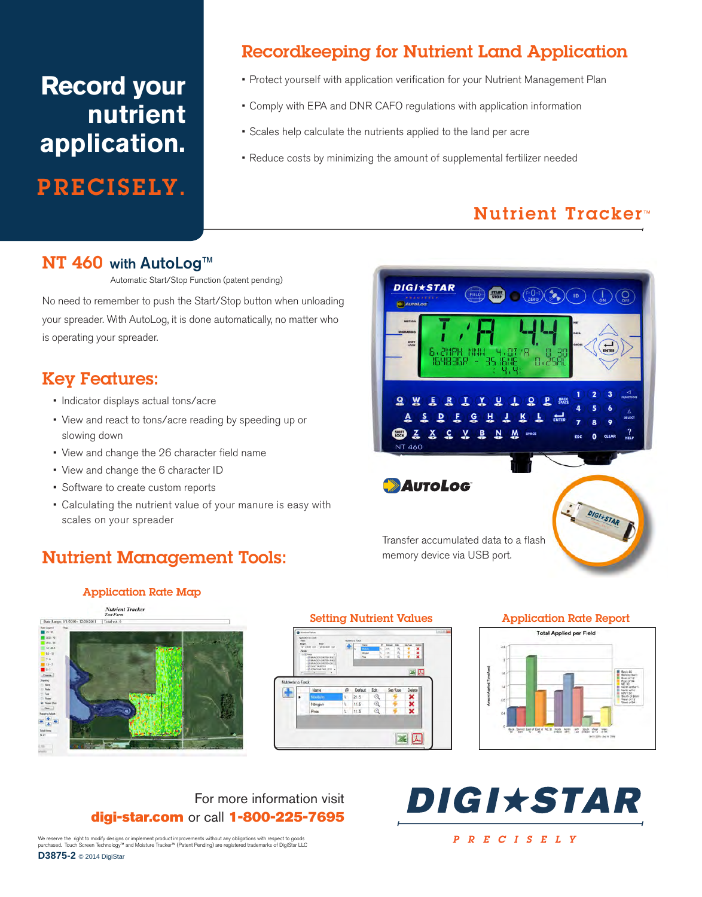# Record your nutrient application.

**PRECISELY.**

## Recordkeeping for Nutrient Land Application

- Protect yourself with application verification for your Nutrient Management Plan
- Comply with EPA and DNR CAFO regulations with application information
- Scales help calculate the nutrients applied to the land per acre
- Reduce costs by minimizing the amount of supplemental fertilizer needed

**Nutrient Tracker™**

## NT 460 with AutoLog™

Automatic Start/Stop Function (patent pending)

No need to remember to push the Start/Stop button when unloading your spreader. With AutoLog, it is done automatically, no matter who is operating your spreader.

## Key Features:

- Indicator displays actual tons/acre
- View and react to tons/acre reading by speeding up or slowing down
- View and change the 26 character field name
- View and change the 6 character ID
- Software to create custom reports
- Calculating the nutrient value of your manure is easy with scales on your spreader

**AutoLog**

Transfer accumulated data to a flash memory device via USB port.

## Nutrient Management Tools:

### Application Rate Map

### Setting Nutrient Values

### Application Rate Report

For more information visit **digi-star.com** or call **1-800-225-7695**

**DIGI★STAR**

P R E C I S E L Y

We reserve the right to modify designs or implement product improvements without any obligations with respect to goods purchased. Touch Screen Technology™ and Moisture Tracker™ (Patent Pending) are registered trademarks of DigiStar LLC

**D3875-2** © 2014 DigiStar